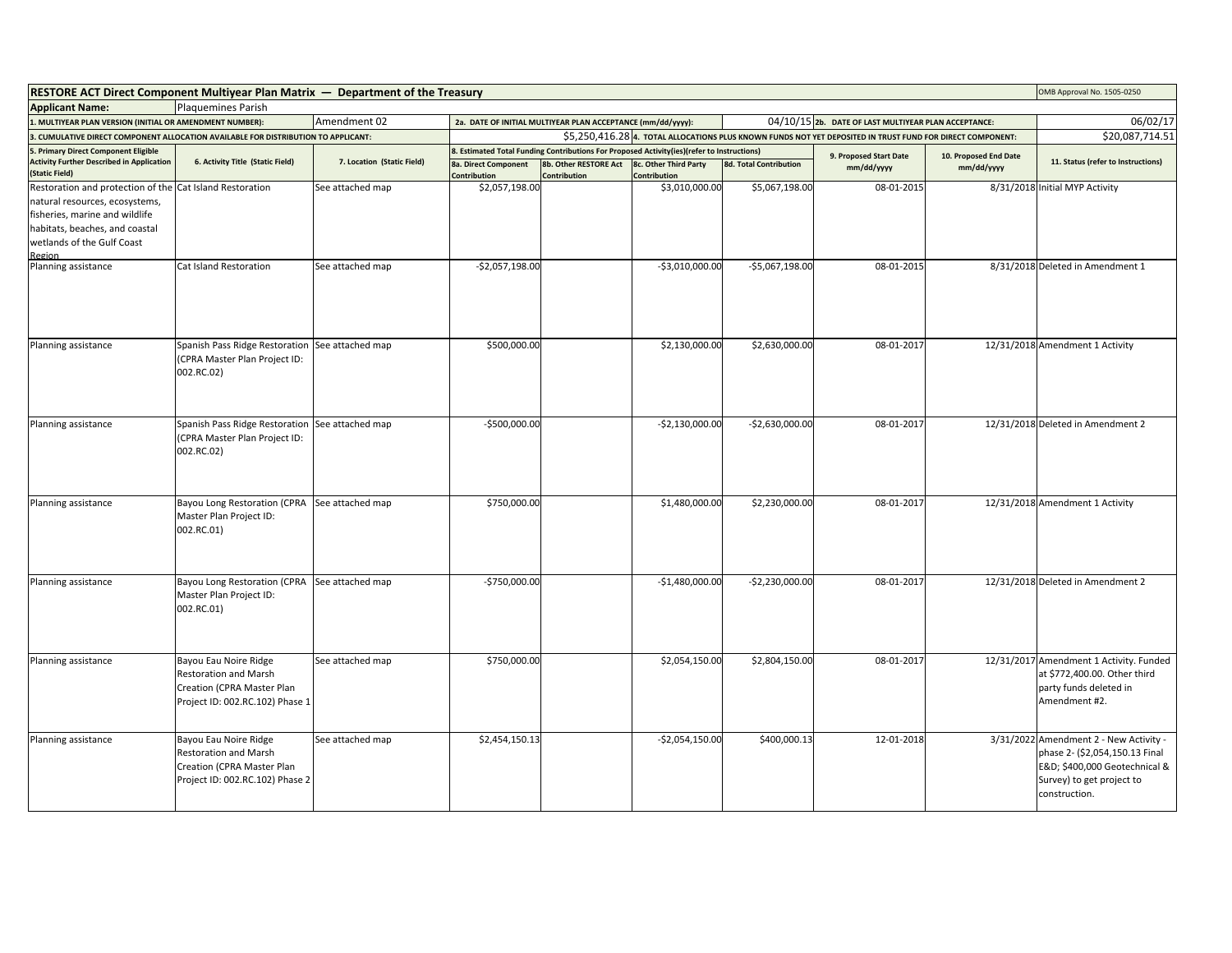## RESTORE ACT Direct Component Multiyear Plan Matrix — Department of the Treasury

OMB Approval No. 1505-0250

**Applicant Name:** Plaquemines Parish

| | | | | | | | | | |
|---|---|---|---|---|---|---|---|---|---|
| 1. MULTIYEAR PLAN VERSION (INITIAL OR AMENDMENT NUMBER): | | Amendment 02 | 2a. DATE OF INITIAL MULTIYEAR PLAN ACCEPTANCE (mm/dd/yyyy): | | | 04/10/15 | 2b. DATE OF LAST MULTIYEAR PLAN ACCEPTANCE: | | 06/02/17 |
| 3. CUMULATIVE DIRECT COMPONENT ALLOCATION AVAILABLE FOR DISTRIBUTION TO APPLICANT: | | | | | | $5,250,416.28 | 4. TOTAL ALLOCATIONS PLUS KNOWN FUNDS NOT YET DEPOSITED IN TRUST FUND FOR DIRECT COMPONENT: | | $20,087,714.51 |

| 5. Primary Direct Component Eligible Activity Further Described in Application (Static Field) | 6. Activity Title (Static Field) | 7. Location (Static Field) | 8. Estimated Total Funding Contributions For Proposed Activity(ies)(refer to Instructions) | | | | 9. Proposed Start Date mm/dd/yyyy | 10. Proposed End Date mm/dd/yyyy | 11. Status (refer to Instructions) |
|---|---|---|---|---|---|---|---|---|---|
| | | | 8a. Direct Component Contribution | 8b. Other RESTORE Act Contribution | 8c. Other Third Party Contribution | 8d. Total Contribution | | | |
| Restoration and protection of the natural resources, ecosystems, fisheries, marine and wildlife habitats, beaches, and coastal wetlands of the Gulf Coast Region | Cat Island Restoration | See attached map | $2,057,198.00 | | $3,010,000.00 | $5,067,198.00 | 08-01-2015 | 8/31/2018 | Initial MYP Activity |
| Planning assistance | Cat Island Restoration | See attached map | -$2,057,198.00 | | -$3,010,000.00 | -$5,067,198.00 | 08-01-2015 | 8/31/2018 | Deleted in Amendment 1 |
| Planning assistance | Spanish Pass Ridge Restoration (CPRA Master Plan Project ID: 002.RC.02) | See attached map | $500,000.00 | | $2,130,000.00 | $2,630,000.00 | 08-01-2017 | 12/31/2018 | Amendment 1 Activity |
| Planning assistance | Spanish Pass Ridge Restoration (CPRA Master Plan Project ID: 002.RC.02) | See attached map | -$500,000.00 | | -$2,130,000.00 | -$2,630,000.00 | 08-01-2017 | 12/31/2018 | Deleted in Amendment 2 |
| Planning assistance | Bayou Long Restoration (CPRA Master Plan Project ID: 002.RC.01) | See attached map | $750,000.00 | | $1,480,000.00 | $2,230,000.00 | 08-01-2017 | 12/31/2018 | Amendment 1 Activity |
| Planning assistance | Bayou Long Restoration (CPRA Master Plan Project ID: 002.RC.01) | See attached map | -$750,000.00 | | -$1,480,000.00 | -$2,230,000.00 | 08-01-2017 | 12/31/2018 | Deleted in Amendment 2 |
| Planning assistance | Bayou Eau Noire Ridge Restoration and Marsh Creation (CPRA Master Plan Project ID: 002.RC.102) Phase 1 | See attached map | $750,000.00 | | $2,054,150.00 | $2,804,150.00 | 08-01-2017 | 12/31/2017 | Amendment 1 Activity. Funded at $772,400.00. Other third party funds deleted in Amendment #2. |
| Planning assistance | Bayou Eau Noire Ridge Restoration and Marsh Creation (CPRA Master Plan Project ID: 002.RC.102) Phase 2 | See attached map | $2,454,150.13 | | -$2,054,150.00 | $400,000.13 | 12-01-2018 | 3/31/2022 | Amendment 2 - New Activity - phase 2- ($2,054,150.13 Final E&D; $400,000 Geotechnical & Survey) to get project to construction. |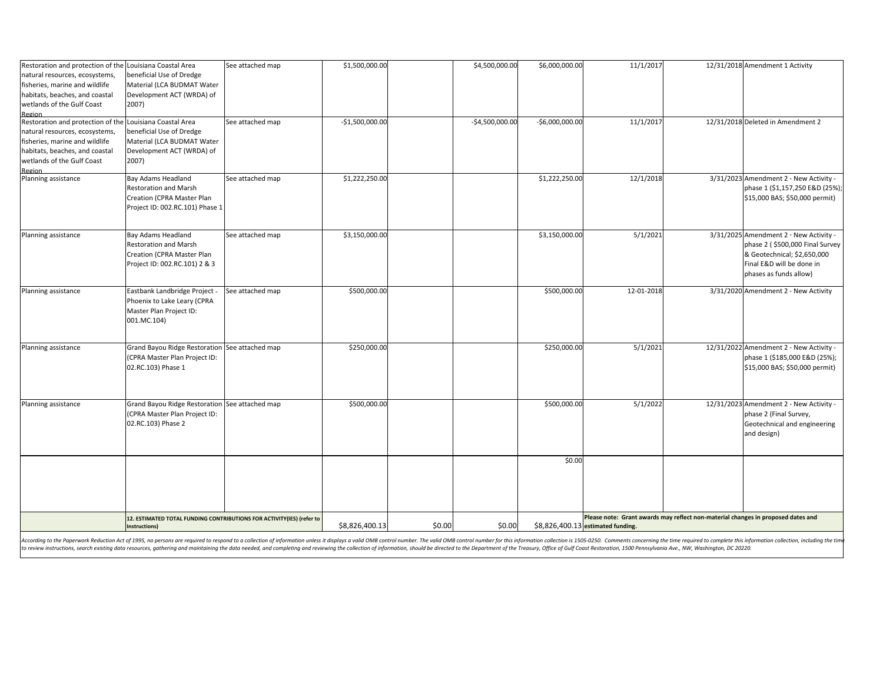| | | | | | | | | | |
|---|---|---|---|---|---|---|---|---|---|
| Restoration and protection of the natural resources, ecosystems, fisheries, marine and wildlife habitats, beaches, and coastal wetlands of the Gulf Coast Region | Louisiana Coastal Area beneficial Use of Dredge Material (LCA BUDMAT Water Development ACT (WRDA) of 2007) | See attached map | $1,500,000.00 | | $4,500,000.00 | $6,000,000.00 | 11/1/2017 | 12/31/2018 | Amendment 1 Activity |
| Restoration and protection of the natural resources, ecosystems, fisheries, marine and wildlife habitats, beaches, and coastal wetlands of the Gulf Coast Region | Louisiana Coastal Area beneficial Use of Dredge Material (LCA BUDMAT Water Development ACT (WRDA) of 2007) | See attached map | -$1,500,000.00 | | -$4,500,000.00 | -$6,000,000.00 | 11/1/2017 | 12/31/2018 | Deleted in Amendment 2 |
| Planning assistance | Bay Adams Headland Restoration and Marsh Creation (CPRA Master Plan Project ID: 002.RC.101) Phase 1 | See attached map | $1,222,250.00 | | | $1,222,250.00 | 12/1/2018 | 3/31/2023 | Amendment 2 - New Activity - phase 1 ($1,157,250 E&D (25%); $15,000 BAS; $50,000 permit) |
| Planning assistance | Bay Adams Headland Restoration and Marsh Creation (CPRA Master Plan Project ID: 002.RC.101) 2 & 3 | See attached map | $3,150,000.00 | | | $3,150,000.00 | 5/1/2021 | 3/31/2025 | Amendment 2 - New Activity - phase 2 ( $500,000 Final Survey & Geotechnical; $2,650,000 Final E&D will be done in phases as funds allow) |
| Planning assistance | Eastbank Landbridge Project - Phoenix to Lake Leary (CPRA Master Plan Project ID: 001.MC.104) | See attached map | $500,000.00 | | | $500,000.00 | 12-01-2018 | 3/31/2020 | Amendment 2 - New Activity |
| Planning assistance | Grand Bayou Ridge Restoration (CPRA Master Plan Project ID: 02.RC.103) Phase 1 | See attached map | $250,000.00 | | | $250,000.00 | 5/1/2021 | 12/31/2022 | Amendment 2 - New Activity - phase 1 ($185,000 E&D (25%); $15,000 BAS; $50,000 permit) |
| Planning assistance | Grand Bayou Ridge Restoration (CPRA Master Plan Project ID: 02.RC.103) Phase 2 | See attached map | $500,000.00 | | | $500,000.00 | 5/1/2022 | 12/31/2023 | Amendment 2 - New Activity - phase 2 (Final Survey, Geotechnical and engineering and design) |
| | | | | | | $0.00 | | | |
| | **12. ESTIMATED TOTAL FUNDING CONTRIBUTIONS FOR ACTIVITY(IES) (refer to Instructions)** | | $8,826,400.13 | $0.00 | $0.00 | $8,826,400.13 | **Please note: Grant awards may reflect non-material changes in proposed dates and estimated funding.** | | |

*According to the Paperwork Reduction Act of 1995, no persons are required to respond to a collection of information unless it displays a valid OMB control number. The valid OMB control number for this information collection is 1505-0250. Comments concerning the time required to complete this information collection, including the time to review instructions, search existing data resources, gathering and maintaining the data needed, and completing and reviewing the collection of information, should be directed to the Department of the Treasury, Office of Gulf Coast Restoration, 1500 Pennsylvania Ave., NW, Washington, DC 20220.*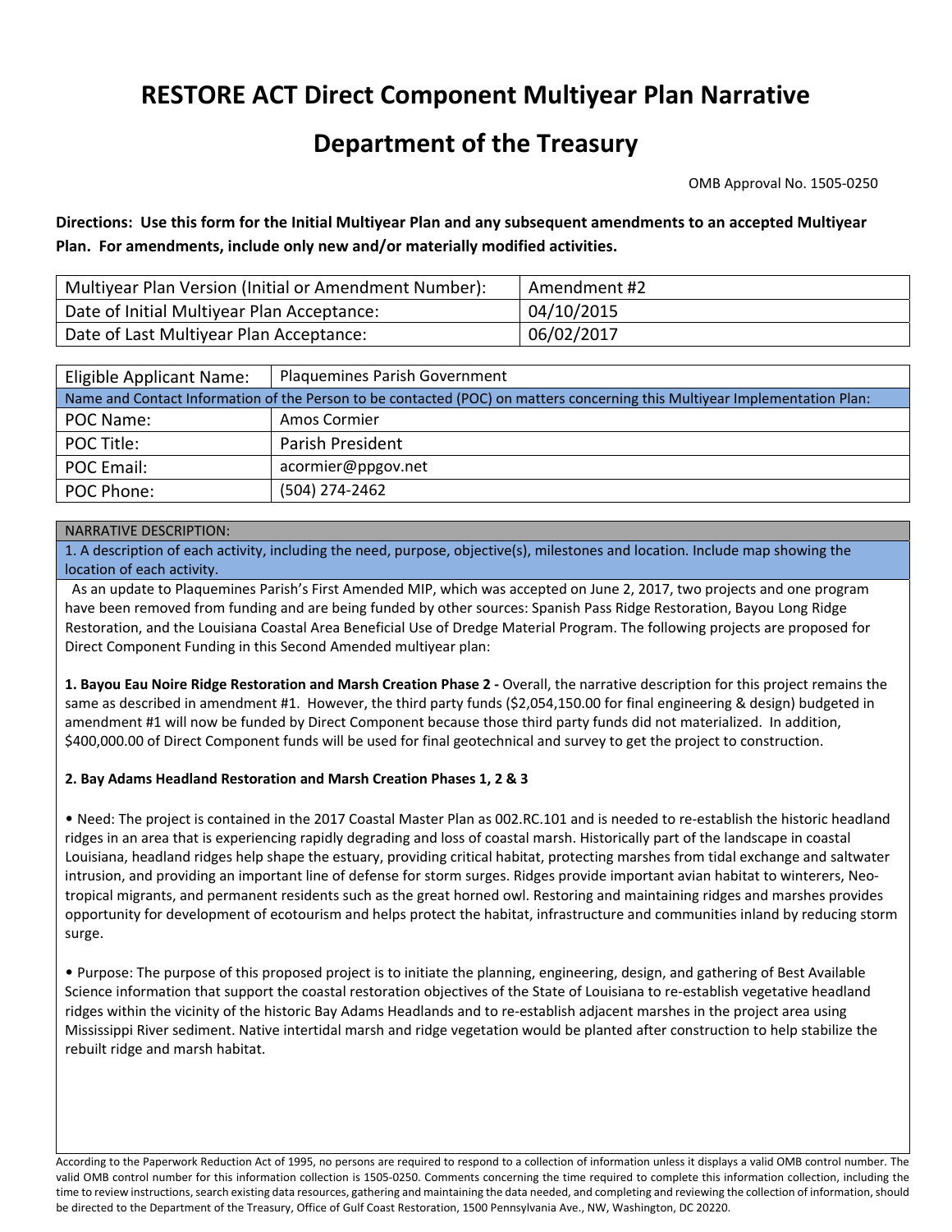# RESTORE ACT Direct Component Multiyear Plan Narrative

# Department of the Treasury

OMB Approval No. 1505-0250

**Directions: Use this form for the Initial Multiyear Plan and any subsequent amendments to an accepted Multiyear Plan. For amendments, include only new and/or materially modified activities.**

| Multiyear Plan Version (Initial or Amendment Number): | Amendment #2 |
|---|---|
| Date of Initial Multiyear Plan Acceptance: | 04/10/2015 |
| Date of Last Multiyear Plan Acceptance: | 06/02/2017 |

| Eligible Applicant Name: | Plaquemines Parish Government |
|---|---|
| Name and Contact Information of the Person to be contacted (POC) on matters concerning this Multiyear Implementation Plan: | |
| POC Name: | Amos Cormier |
| POC Title: | Parish President |
| POC Email: | acormier@ppgov.net |
| POC Phone: | (504) 274-2462 |

NARRATIVE DESCRIPTION:

1. A description of each activity, including the need, purpose, objective(s), milestones and location. Include map showing the location of each activity.

As an update to Plaquemines Parish's First Amended MIP, which was accepted on June 2, 2017, two projects and one program have been removed from funding and are being funded by other sources: Spanish Pass Ridge Restoration, Bayou Long Ridge Restoration, and the Louisiana Coastal Area Beneficial Use of Dredge Material Program. The following projects are proposed for Direct Component Funding in this Second Amended multiyear plan:

**1. Bayou Eau Noire Ridge Restoration and Marsh Creation Phase 2 -** Overall, the narrative description for this project remains the same as described in amendment #1. However, the third party funds ($2,054,150.00 for final engineering & design) budgeted in amendment #1 will now be funded by Direct Component because those third party funds did not materialize. In addition, $400,000.00 of Direct Component funds will be used for final geotechnical and survey to get the project to construction.

**2. Bay Adams Headland Restoration and Marsh Creation Phases 1, 2 & 3**

• Need: The project is contained in the 2017 Coastal Master Plan as 002.RC.101 and is needed to re-establish the historic headland ridges in an area that is experiencing rapidly degrading and loss of coastal marsh. Historically part of the landscape in coastal Louisiana, headland ridges help shape the estuary, providing critical habitat, protecting marshes from tidal exchange and saltwater intrusion, and providing an important line of defense for storm surges. Ridges provide important avian habitat to winterers, Neo-tropical migrants, and permanent residents such as the great horned owl. Restoring and maintaining ridges and marshes provides opportunity for development of ecotourism and helps protect the habitat, infrastructure and communities inland by reducing storm surge.

• Purpose: The purpose of this proposed project is to initiate the planning, engineering, design, and gathering of Best Available Science information that support the coastal restoration objectives of the State of Louisiana to re-establish vegetative headland ridges within the vicinity of the historic Bay Adams Headlands and to re-establish adjacent marshes in the project area using Mississippi River sediment. Native intertidal marsh and ridge vegetation would be planted after construction to help stabilize the rebuilt ridge and marsh habitat.

According to the Paperwork Reduction Act of 1995, no persons are required to respond to a collection of information unless it displays a valid OMB control number. The valid OMB control number for this information collection is 1505-0250. Comments concerning the time required to complete this information collection, including the time to review instructions, search existing data resources, gathering and maintaining the data needed, and completing and reviewing the collection of information, should be directed to the Department of the Treasury, Office of Gulf Coast Restoration, 1500 Pennsylvania Ave., NW, Washington, DC 20220.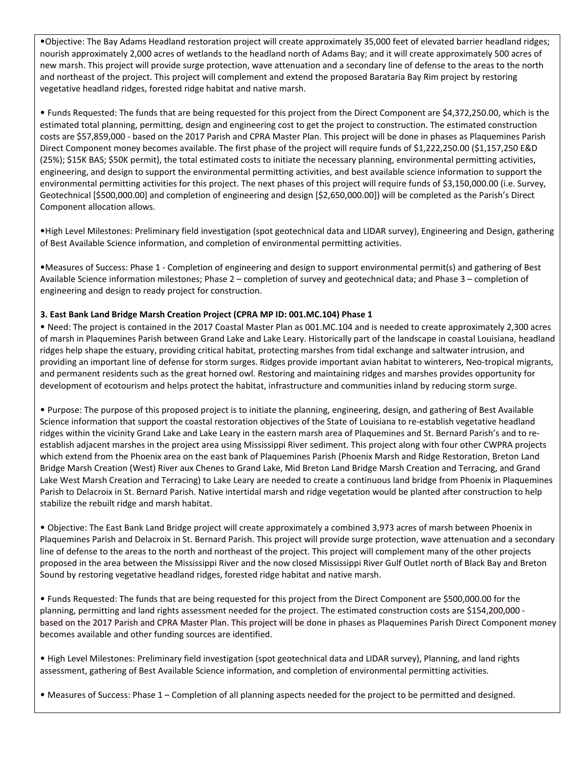•Objective: The Bay Adams Headland restoration project will create approximately 35,000 feet of elevated barrier headland ridges; nourish approximately 2,000 acres of wetlands to the headland north of Adams Bay; and it will create approximately 500 acres of new marsh. This project will provide surge protection, wave attenuation and a secondary line of defense to the areas to the north and northeast of the project. This project will complement and extend the proposed Barataria Bay Rim project by restoring vegetative headland ridges, forested ridge habitat and native marsh.

• Funds Requested: The funds that are being requested for this project from the Direct Component are $4,372,250.00, which is the estimated total planning, permitting, design and engineering cost to get the project to construction. The estimated construction costs are $57,859,000 - based on the 2017 Parish and CPRA Master Plan. This project will be done in phases as Plaquemines Parish Direct Component money becomes available. The first phase of the project will require funds of $1,222,250.00 ($1,157,250 E&D (25%); $15K BAS; $50K permit), the total estimated costs to initiate the necessary planning, environmental permitting activities, engineering, and design to support the environmental permitting activities, and best available science information to support the environmental permitting activities for this project. The next phases of this project will require funds of $3,150,000.00 (i.e. Survey, Geotechnical [$500,000.00] and completion of engineering and design [$2,650,000.00]) will be completed as the Parish's Direct Component allocation allows.

•High Level Milestones: Preliminary field investigation (spot geotechnical data and LIDAR survey), Engineering and Design, gathering of Best Available Science information, and completion of environmental permitting activities.

•Measures of Success: Phase 1 - Completion of engineering and design to support environmental permit(s) and gathering of Best Available Science information milestones; Phase 2 – completion of survey and geotechnical data; and Phase 3 – completion of engineering and design to ready project for construction.

**3. East Bank Land Bridge Marsh Creation Project (CPRA MP ID: 001.MC.104) Phase 1**

• Need: The project is contained in the 2017 Coastal Master Plan as 001.MC.104 and is needed to create approximately 2,300 acres of marsh in Plaquemines Parish between Grand Lake and Lake Leary. Historically part of the landscape in coastal Louisiana, headland ridges help shape the estuary, providing critical habitat, protecting marshes from tidal exchange and saltwater intrusion, and providing an important line of defense for storm surges. Ridges provide important avian habitat to winterers, Neo-tropical migrants, and permanent residents such as the great horned owl. Restoring and maintaining ridges and marshes provides opportunity for development of ecotourism and helps protect the habitat, infrastructure and communities inland by reducing storm surge.

• Purpose: The purpose of this proposed project is to initiate the planning, engineering, design, and gathering of Best Available Science information that support the coastal restoration objectives of the State of Louisiana to re-establish vegetative headland ridges within the vicinity Grand Lake and Lake Leary in the eastern marsh area of Plaquemines and St. Bernard Parish's and to re-establish adjacent marshes in the project area using Mississippi River sediment. This project along with four other CWPRA projects which extend from the Phoenix area on the east bank of Plaquemines Parish (Phoenix Marsh and Ridge Restoration, Breton Land Bridge Marsh Creation (West) River aux Chenes to Grand Lake, Mid Breton Land Bridge Marsh Creation and Terracing, and Grand Lake West Marsh Creation and Terracing) to Lake Leary are needed to create a continuous land bridge from Phoenix in Plaquemines Parish to Delacroix in St. Bernard Parish. Native intertidal marsh and ridge vegetation would be planted after construction to help stabilize the rebuilt ridge and marsh habitat.

• Objective: The East Bank Land Bridge project will create approximately a combined 3,973 acres of marsh between Phoenix in Plaquemines Parish and Delacroix in St. Bernard Parish. This project will provide surge protection, wave attenuation and a secondary line of defense to the areas to the north and northeast of the project. This project will complement many of the other projects proposed in the area between the Mississippi River and the now closed Mississippi River Gulf Outlet north of Black Bay and Breton Sound by restoring vegetative headland ridges, forested ridge habitat and native marsh.

• Funds Requested: The funds that are being requested for this project from the Direct Component are $500,000.00 for the planning, permitting and land rights assessment needed for the project. The estimated construction costs are $154,200,000 - based on the 2017 Parish and CPRA Master Plan. This project will be done in phases as Plaquemines Parish Direct Component money becomes available and other funding sources are identified.

• High Level Milestones: Preliminary field investigation (spot geotechnical data and LIDAR survey), Planning, and land rights assessment, gathering of Best Available Science information, and completion of environmental permitting activities.

• Measures of Success: Phase 1 – Completion of all planning aspects needed for the project to be permitted and designed.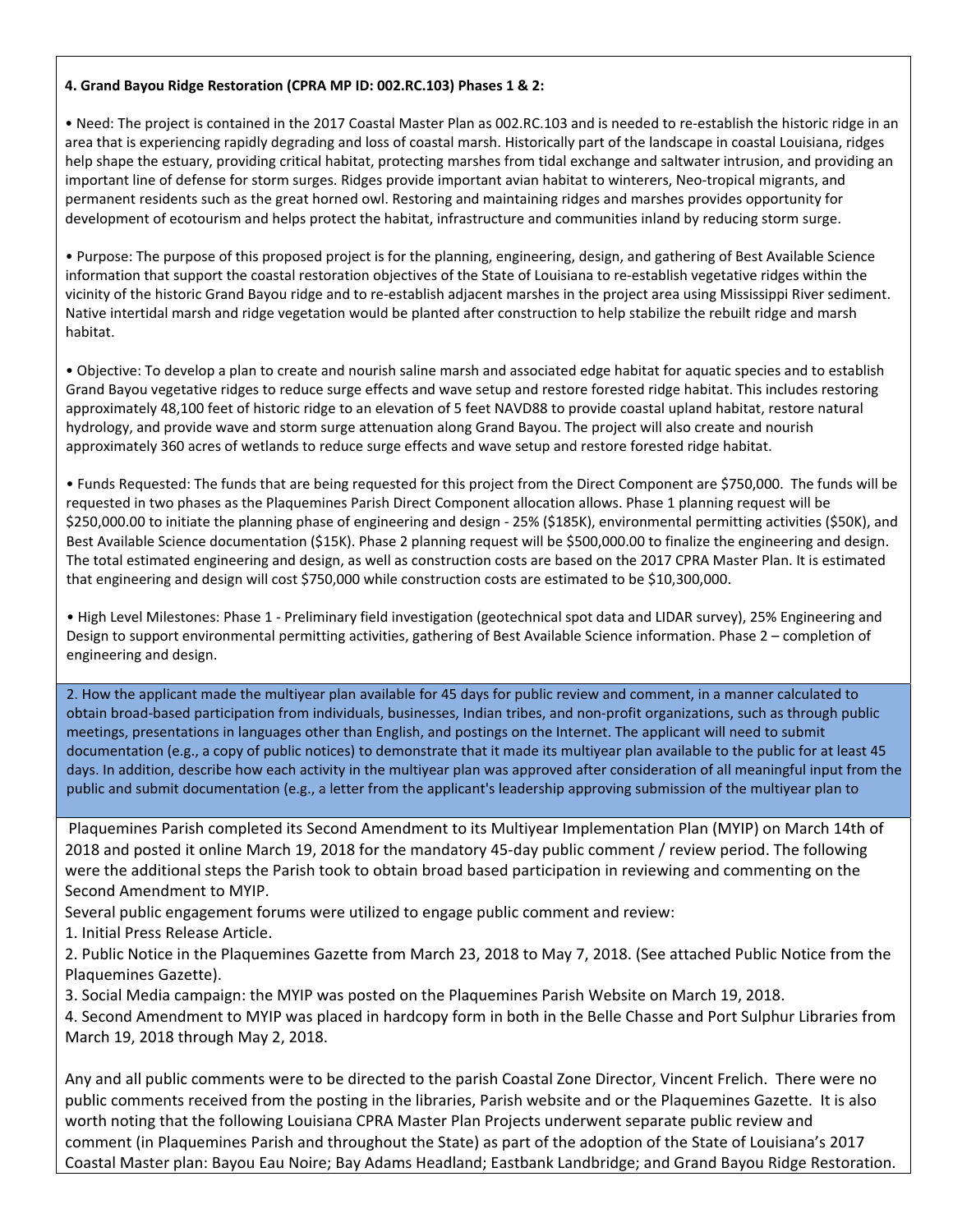**4. Grand Bayou Ridge Restoration (CPRA MP ID: 002.RC.103) Phases 1 & 2:**

• Need: The project is contained in the 2017 Coastal Master Plan as 002.RC.103 and is needed to re-establish the historic ridge in an area that is experiencing rapidly degrading and loss of coastal marsh. Historically part of the landscape in coastal Louisiana, ridges help shape the estuary, providing critical habitat, protecting marshes from tidal exchange and saltwater intrusion, and providing an important line of defense for storm surges. Ridges provide important avian habitat to winterers, Neo-tropical migrants, and permanent residents such as the great horned owl. Restoring and maintaining ridges and marshes provides opportunity for development of ecotourism and helps protect the habitat, infrastructure and communities inland by reducing storm surge.

• Purpose: The purpose of this proposed project is for the planning, engineering, design, and gathering of Best Available Science information that support the coastal restoration objectives of the State of Louisiana to re-establish vegetative ridges within the vicinity of the historic Grand Bayou ridge and to re-establish adjacent marshes in the project area using Mississippi River sediment. Native intertidal marsh and ridge vegetation would be planted after construction to help stabilize the rebuilt ridge and marsh habitat.

• Objective: To develop a plan to create and nourish saline marsh and associated edge habitat for aquatic species and to establish Grand Bayou vegetative ridges to reduce surge effects and wave setup and restore forested ridge habitat. This includes restoring approximately 48,100 feet of historic ridge to an elevation of 5 feet NAVD88 to provide coastal upland habitat, restore natural hydrology, and provide wave and storm surge attenuation along Grand Bayou. The project will also create and nourish approximately 360 acres of wetlands to reduce surge effects and wave setup and restore forested ridge habitat.

• Funds Requested: The funds that are being requested for this project from the Direct Component are $750,000. The funds will be requested in two phases as the Plaquemines Parish Direct Component allocation allows. Phase 1 planning request will be $250,000.00 to initiate the planning phase of engineering and design - 25% ($185K), environmental permitting activities ($50K), and Best Available Science documentation ($15K). Phase 2 planning request will be $500,000.00 to finalize the engineering and design. The total estimated engineering and design, as well as construction costs are based on the 2017 CPRA Master Plan. It is estimated that engineering and design will cost $750,000 while construction costs are estimated to be $10,300,000.

• High Level Milestones: Phase 1 - Preliminary field investigation (geotechnical spot data and LIDAR survey), 25% Engineering and Design to support environmental permitting activities, gathering of Best Available Science information. Phase 2 – completion of engineering and design.

2. How the applicant made the multiyear plan available for 45 days for public review and comment, in a manner calculated to obtain broad-based participation from individuals, businesses, Indian tribes, and non-profit organizations, such as through public meetings, presentations in languages other than English, and postings on the Internet. The applicant will need to submit documentation (e.g., a copy of public notices) to demonstrate that it made its multiyear plan available to the public for at least 45 days. In addition, describe how each activity in the multiyear plan was approved after consideration of all meaningful input from the public and submit documentation (e.g., a letter from the applicant's leadership approving submission of the multiyear plan to

Plaquemines Parish completed its Second Amendment to its Multiyear Implementation Plan (MYIP) on March 14th of 2018 and posted it online March 19, 2018 for the mandatory 45-day public comment / review period. The following were the additional steps the Parish took to obtain broad based participation in reviewing and commenting on the Second Amendment to MYIP.

Several public engagement forums were utilized to engage public comment and review:

1. Initial Press Release Article.
2. Public Notice in the Plaquemines Gazette from March 23, 2018 to May 7, 2018. (See attached Public Notice from the Plaquemines Gazette).
3. Social Media campaign: the MYIP was posted on the Plaquemines Parish Website on March 19, 2018.
4. Second Amendment to MYIP was placed in hardcopy form in both in the Belle Chasse and Port Sulphur Libraries from March 19, 2018 through May 2, 2018.

Any and all public comments were to be directed to the parish Coastal Zone Director, Vincent Frelich. There were no public comments received from the posting in the libraries, Parish website and or the Plaquemines Gazette. It is also worth noting that the following Louisiana CPRA Master Plan Projects underwent separate public review and comment (in Plaquemines Parish and throughout the State) as part of the adoption of the State of Louisiana's 2017 Coastal Master plan: Bayou Eau Noire; Bay Adams Headland; Eastbank Landbridge; and Grand Bayou Ridge Restoration.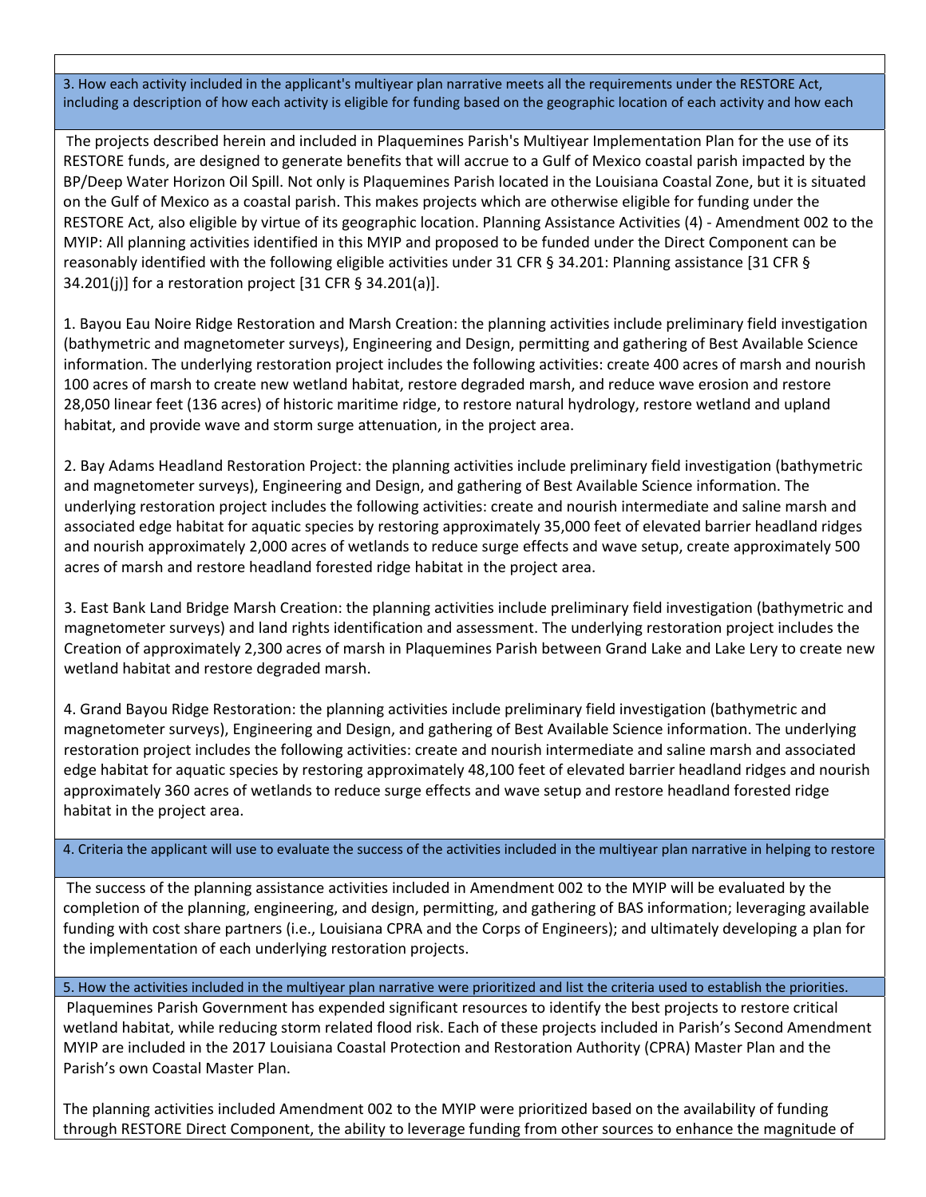3. How each activity included in the applicant's multiyear plan narrative meets all the requirements under the RESTORE Act, including a description of how each activity is eligible for funding based on the geographic location of each activity and how each

The projects described herein and included in Plaquemines Parish's Multiyear Implementation Plan for the use of its RESTORE funds, are designed to generate benefits that will accrue to a Gulf of Mexico coastal parish impacted by the BP/Deep Water Horizon Oil Spill. Not only is Plaquemines Parish located in the Louisiana Coastal Zone, but it is situated on the Gulf of Mexico as a coastal parish. This makes projects which are otherwise eligible for funding under the RESTORE Act, also eligible by virtue of its geographic location. Planning Assistance Activities (4) - Amendment 002 to the MYIP: All planning activities identified in this MYIP and proposed to be funded under the Direct Component can be reasonably identified with the following eligible activities under 31 CFR § 34.201: Planning assistance [31 CFR § 34.201(j)] for a restoration project [31 CFR § 34.201(a)].

1. Bayou Eau Noire Ridge Restoration and Marsh Creation: the planning activities include preliminary field investigation (bathymetric and magnetometer surveys), Engineering and Design, permitting and gathering of Best Available Science information. The underlying restoration project includes the following activities: create 400 acres of marsh and nourish 100 acres of marsh to create new wetland habitat, restore degraded marsh, and reduce wave erosion and restore 28,050 linear feet (136 acres) of historic maritime ridge, to restore natural hydrology, restore wetland and upland habitat, and provide wave and storm surge attenuation, in the project area.

2. Bay Adams Headland Restoration Project: the planning activities include preliminary field investigation (bathymetric and magnetometer surveys), Engineering and Design, and gathering of Best Available Science information. The underlying restoration project includes the following activities: create and nourish intermediate and saline marsh and associated edge habitat for aquatic species by restoring approximately 35,000 feet of elevated barrier headland ridges and nourish approximately 2,000 acres of wetlands to reduce surge effects and wave setup, create approximately 500 acres of marsh and restore headland forested ridge habitat in the project area.

3. East Bank Land Bridge Marsh Creation: the planning activities include preliminary field investigation (bathymetric and magnetometer surveys) and land rights identification and assessment. The underlying restoration project includes the Creation of approximately 2,300 acres of marsh in Plaquemines Parish between Grand Lake and Lake Lery to create new wetland habitat and restore degraded marsh.

4. Grand Bayou Ridge Restoration: the planning activities include preliminary field investigation (bathymetric and magnetometer surveys), Engineering and Design, and gathering of Best Available Science information. The underlying restoration project includes the following activities: create and nourish intermediate and saline marsh and associated edge habitat for aquatic species by restoring approximately 48,100 feet of elevated barrier headland ridges and nourish approximately 360 acres of wetlands to reduce surge effects and wave setup and restore headland forested ridge habitat in the project area.

4. Criteria the applicant will use to evaluate the success of the activities included in the multiyear plan narrative in helping to restore

The success of the planning assistance activities included in Amendment 002 to the MYIP will be evaluated by the completion of the planning, engineering, and design, permitting, and gathering of BAS information; leveraging available funding with cost share partners (i.e., Louisiana CPRA and the Corps of Engineers); and ultimately developing a plan for the implementation of each underlying restoration projects.

5. How the activities included in the multiyear plan narrative were prioritized and list the criteria used to establish the priorities.

Plaquemines Parish Government has expended significant resources to identify the best projects to restore critical wetland habitat, while reducing storm related flood risk. Each of these projects included in Parish's Second Amendment MYIP are included in the 2017 Louisiana Coastal Protection and Restoration Authority (CPRA) Master Plan and the Parish's own Coastal Master Plan.

The planning activities included Amendment 002 to the MYIP were prioritized based on the availability of funding through RESTORE Direct Component, the ability to leverage funding from other sources to enhance the magnitude of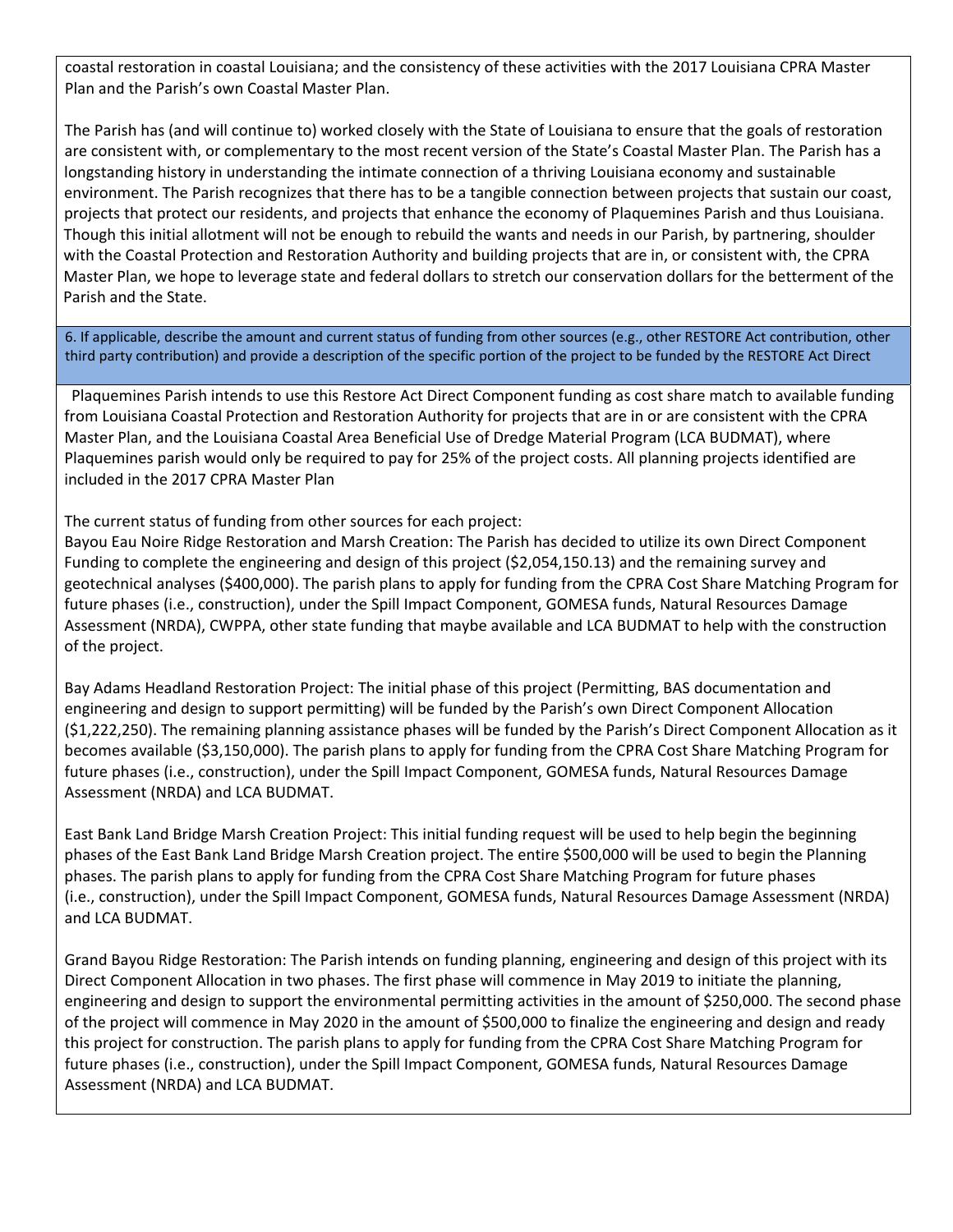coastal restoration in coastal Louisiana; and the consistency of these activities with the 2017 Louisiana CPRA Master Plan and the Parish's own Coastal Master Plan.

The Parish has (and will continue to) worked closely with the State of Louisiana to ensure that the goals of restoration are consistent with, or complementary to the most recent version of the State's Coastal Master Plan. The Parish has a longstanding history in understanding the intimate connection of a thriving Louisiana economy and sustainable environment. The Parish recognizes that there has to be a tangible connection between projects that sustain our coast, projects that protect our residents, and projects that enhance the economy of Plaquemines Parish and thus Louisiana. Though this initial allotment will not be enough to rebuild the wants and needs in our Parish, by partnering, shoulder with the Coastal Protection and Restoration Authority and building projects that are in, or consistent with, the CPRA Master Plan, we hope to leverage state and federal dollars to stretch our conservation dollars for the betterment of the Parish and the State.

**6. If applicable, describe the amount and current status of funding from other sources (e.g., other RESTORE Act contribution, other third party contribution) and provide a description of the specific portion of the project to be funded by the RESTORE Act Direct**

Plaquemines Parish intends to use this Restore Act Direct Component funding as cost share match to available funding from Louisiana Coastal Protection and Restoration Authority for projects that are in or are consistent with the CPRA Master Plan, and the Louisiana Coastal Area Beneficial Use of Dredge Material Program (LCA BUDMAT), where Plaquemines parish would only be required to pay for 25% of the project costs. All planning projects identified are included in the 2017 CPRA Master Plan

The current status of funding from other sources for each project:
Bayou Eau Noire Ridge Restoration and Marsh Creation: The Parish has decided to utilize its own Direct Component Funding to complete the engineering and design of this project ($2,054,150.13) and the remaining survey and geotechnical analyses ($400,000). The parish plans to apply for funding from the CPRA Cost Share Matching Program for future phases (i.e., construction), under the Spill Impact Component, GOMESA funds, Natural Resources Damage Assessment (NRDA), CWPPA, other state funding that maybe available and LCA BUDMAT to help with the construction of the project.

Bay Adams Headland Restoration Project: The initial phase of this project (Permitting, BAS documentation and engineering and design to support permitting) will be funded by the Parish's own Direct Component Allocation ($1,222,250). The remaining planning assistance phases will be funded by the Parish's Direct Component Allocation as it becomes available ($3,150,000). The parish plans to apply for funding from the CPRA Cost Share Matching Program for future phases (i.e., construction), under the Spill Impact Component, GOMESA funds, Natural Resources Damage Assessment (NRDA) and LCA BUDMAT.

East Bank Land Bridge Marsh Creation Project: This initial funding request will be used to help begin the beginning phases of the East Bank Land Bridge Marsh Creation project. The entire $500,000 will be used to begin the Planning phases. The parish plans to apply for funding from the CPRA Cost Share Matching Program for future phases (i.e., construction), under the Spill Impact Component, GOMESA funds, Natural Resources Damage Assessment (NRDA) and LCA BUDMAT.

Grand Bayou Ridge Restoration: The Parish intends on funding planning, engineering and design of this project with its Direct Component Allocation in two phases. The first phase will commence in May 2019 to initiate the planning, engineering and design to support the environmental permitting activities in the amount of $250,000. The second phase of the project will commence in May 2020 in the amount of $500,000 to finalize the engineering and design and ready this project for construction. The parish plans to apply for funding from the CPRA Cost Share Matching Program for future phases (i.e., construction), under the Spill Impact Component, GOMESA funds, Natural Resources Damage Assessment (NRDA) and LCA BUDMAT.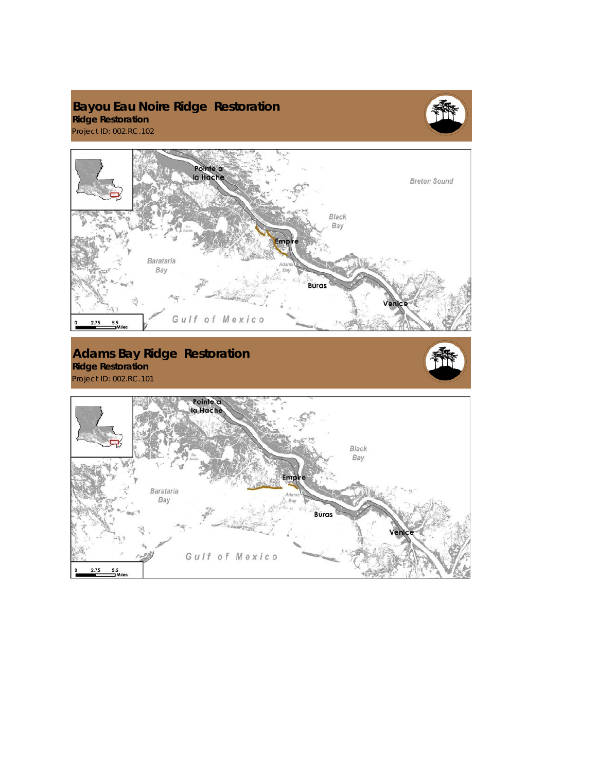## Bayou Eau Noire Ridge Restoration

**Ridge Restoration**

Project ID: 002.RC.102

## Adams Bay Ridge Restoration

**Ridge Restoration**

Project ID: 002.RC.101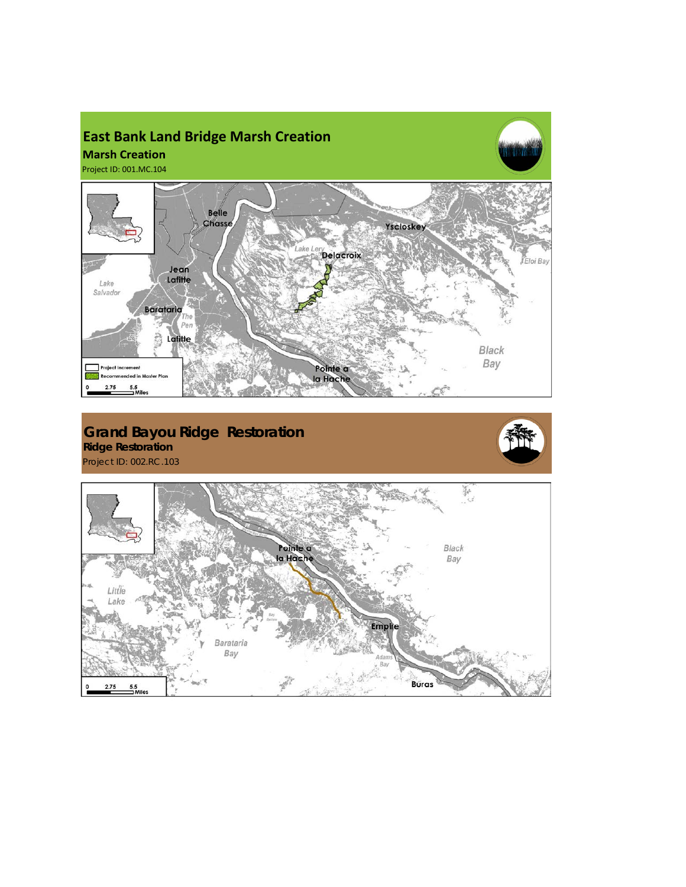## East Bank Land Bridge Marsh Creation

**Marsh Creation**

Project ID: 001.MC.104

Belle Chasse
Ycloskey
Lake Lery
Delacroix
Eloi Bay
Jean Lafitte
Lake Salvador
Barataria
The Pen
Lafitte
Black Bay
Pointe a la Hache

Project Increment
Recommended in Master Plan
0 2.75 5.5 Miles

## Grand Bayou Ridge Restoration

**Ridge Restoration**

Project ID: 002.RC.103

Pointe a la Hache
Black Bay
Little Lake
Bay Bellee
Empire
Barataria Bay
Adams Bay
Buras

0 2.75 5.5 Miles